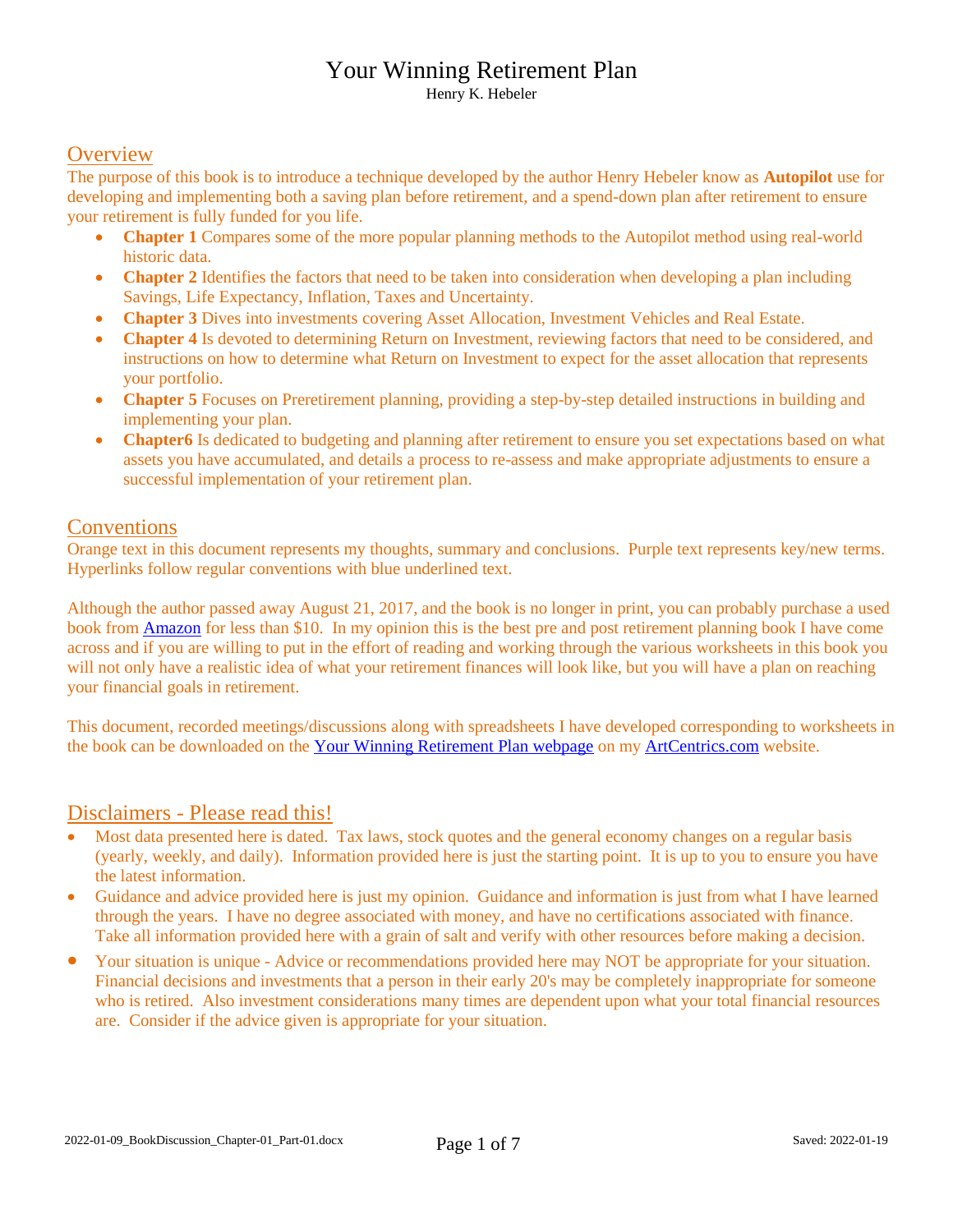# Your Winning Retirement Plan

Henry K. Hebeler

## Overview

The purpose of this book is to introduce a technique developed by the author Henry Hebeler know as **Autopilot** use for developing and implementing both a saving plan before retirement, and a spend-down plan after retirement to ensure your retirement is fully funded for you life.

- **Chapter 1** Compares some of the more popular planning methods to the Autopilot method using real-world historic data.
- **Chapter 2** Identifies the factors that need to be taken into consideration when developing a plan including Savings, Life Expectancy, Inflation, Taxes and Uncertainty.
- **Chapter 3** Dives into investments covering Asset Allocation, Investment Vehicles and Real Estate.
- **Chapter 4** Is devoted to determining Return on Investment, reviewing factors that need to be considered, and instructions on how to determine what Return on Investment to expect for the asset allocation that represents your portfolio.
- **Chapter 5** Focuses on Preretirement planning, providing a step-by-step detailed instructions in building and implementing your plan.
- **Chapter6** Is dedicated to budgeting and planning after retirement to ensure you set expectations based on what assets you have accumulated, and details a process to re-assess and make appropriate adjustments to ensure a successful implementation of your retirement plan.

## Conventions

Orange text in this document represents my thoughts, summary and conclusions. Purple text represents key/new terms. Hyperlinks follow regular conventions with blue underlined text.

Although the author passed away August 21, 2017, and the book is no longer in print, you can probably purchase a used book from Amazon for less than $10. In my opinion this is the best pre and post retirement planning book I have come across and if you are willing to put in the effort of reading and working through the various worksheets in this book you will not only have a realistic idea of what your retirement finances will look like, but you will have a plan on reaching your financial goals in retirement.

This document, recorded meetings/discussions along with spreadsheets I have developed corresponding to worksheets in the book can be downloaded on the Your Winning Retirement Plan webpage on my ArtCentrics.com website.

## Disclaimers - Please read this!

- Most data presented here is dated. Tax laws, stock quotes and the general economy changes on a regular basis (yearly, weekly, and daily). Information provided here is just the starting point. It is up to you to ensure you have the latest information.
- Guidance and advice provided here is just my opinion. Guidance and information is just from what I have learned through the years. I have no degree associated with money, and have no certifications associated with finance. Take all information provided here with a grain of salt and verify with other resources before making a decision.
- Your situation is unique - Advice or recommendations provided here may NOT be appropriate for your situation. Financial decisions and investments that a person in their early 20's may be completely inappropriate for someone who is retired. Also investment considerations many times are dependent upon what your total financial resources are. Consider if the advice given is appropriate for your situation.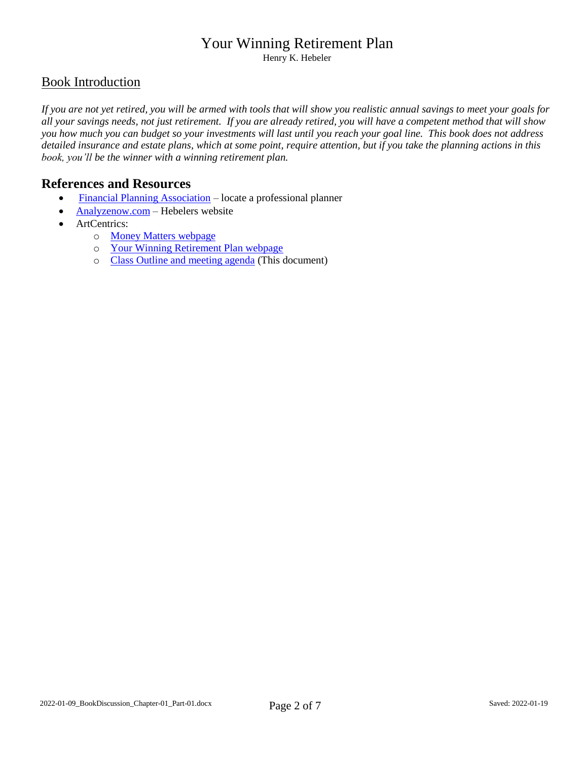# Your Winning Retirement Plan

Henry K. Hebeler

## Book Introduction

*If you are not yet retired, you will be armed with tools that will show you realistic annual savings to meet your goals for all your savings needs, not just retirement. If you are already retired, you will have a competent method that will show you how much you can budget so your investments will last until you reach your goal line. This book does not address detailed insurance and estate plans, which at some point, require attention, but if you take the planning actions in this book, you'll be the winner with a winning retirement plan.*

## References and Resources

- Financial Planning Association – locate a professional planner
- Analyzenow.com – Hebelers website
- ArtCentrics:
  - Money Matters webpage
  - Your Winning Retirement Plan webpage
  - Class Outline and meeting agenda (This document)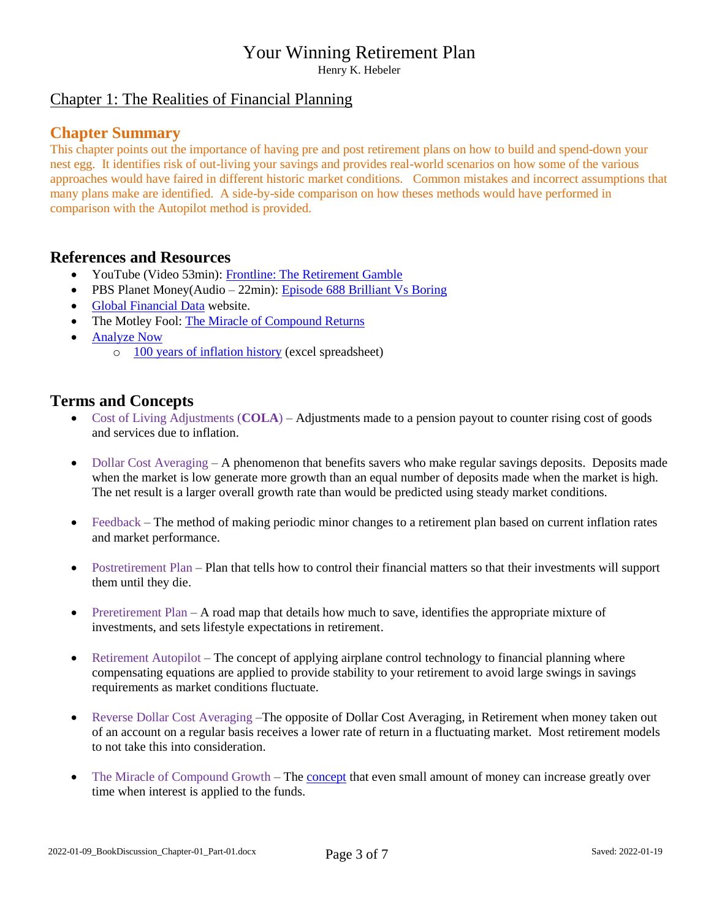# Your Winning Retirement Plan

Henry K. Hebeler

## Chapter 1: The Realities of Financial Planning

### Chapter Summary

This chapter points out the importance of having pre and post retirement plans on how to build and spend-down your nest egg. It identifies risk of out-living your savings and provides real-world scenarios on how some of the various approaches would have faired in different historic market conditions. Common mistakes and incorrect assumptions that many plans make are identified. A side-by-side comparison on how theses methods would have performed in comparison with the Autopilot method is provided.

### References and Resources

- YouTube (Video 53min): Frontline: The Retirement Gamble
- PBS Planet Money(Audio – 22min): Episode 688 Brilliant Vs Boring
- Global Financial Data website.
- The Motley Fool: The Miracle of Compound Returns
- Analyze Now
  - 100 years of inflation history (excel spreadsheet)

### Terms and Concepts

- Cost of Living Adjustments (**COLA**) – Adjustments made to a pension payout to counter rising cost of goods and services due to inflation.
- Dollar Cost Averaging – A phenomenon that benefits savers who make regular savings deposits. Deposits made when the market is low generate more growth than an equal number of deposits made when the market is high. The net result is a larger overall growth rate than would be predicted using steady market conditions.
- Feedback – The method of making periodic minor changes to a retirement plan based on current inflation rates and market performance.
- Postretirement Plan – Plan that tells how to control their financial matters so that their investments will support them until they die.
- Preretirement Plan – A road map that details how much to save, identifies the appropriate mixture of investments, and sets lifestyle expectations in retirement.
- Retirement Autopilot – The concept of applying airplane control technology to financial planning where compensating equations are applied to provide stability to your retirement to avoid large swings in savings requirements as market conditions fluctuate.
- Reverse Dollar Cost Averaging –The opposite of Dollar Cost Averaging, in Retirement when money taken out of an account on a regular basis receives a lower rate of return in a fluctuating market. Most retirement models to not take this into consideration.
- The Miracle of Compound Growth – The concept that even small amount of money can increase greatly over time when interest is applied to the funds.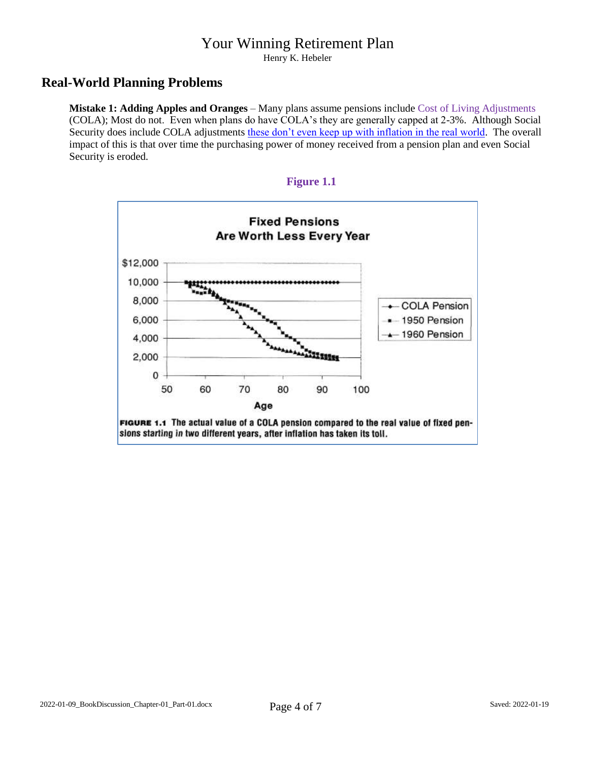## Real-World Planning Problems

**Mistake 1: Adding Apples and Oranges** – Many plans assume pensions include Cost of Living Adjustments (COLA); Most do not. Even when plans do have COLA's they are generally capped at 2-3%. Although Social Security does include COLA adjustments these don't even keep up with inflation in the real world. The overall impact of this is that over time the purchasing power of money received from a pension plan and even Social Security is eroded.

**Figure 1.1**

**FIGURE 1.1** The actual value of a COLA pension compared to the real value of fixed pensions starting in two different years, after inflation has taken its toll.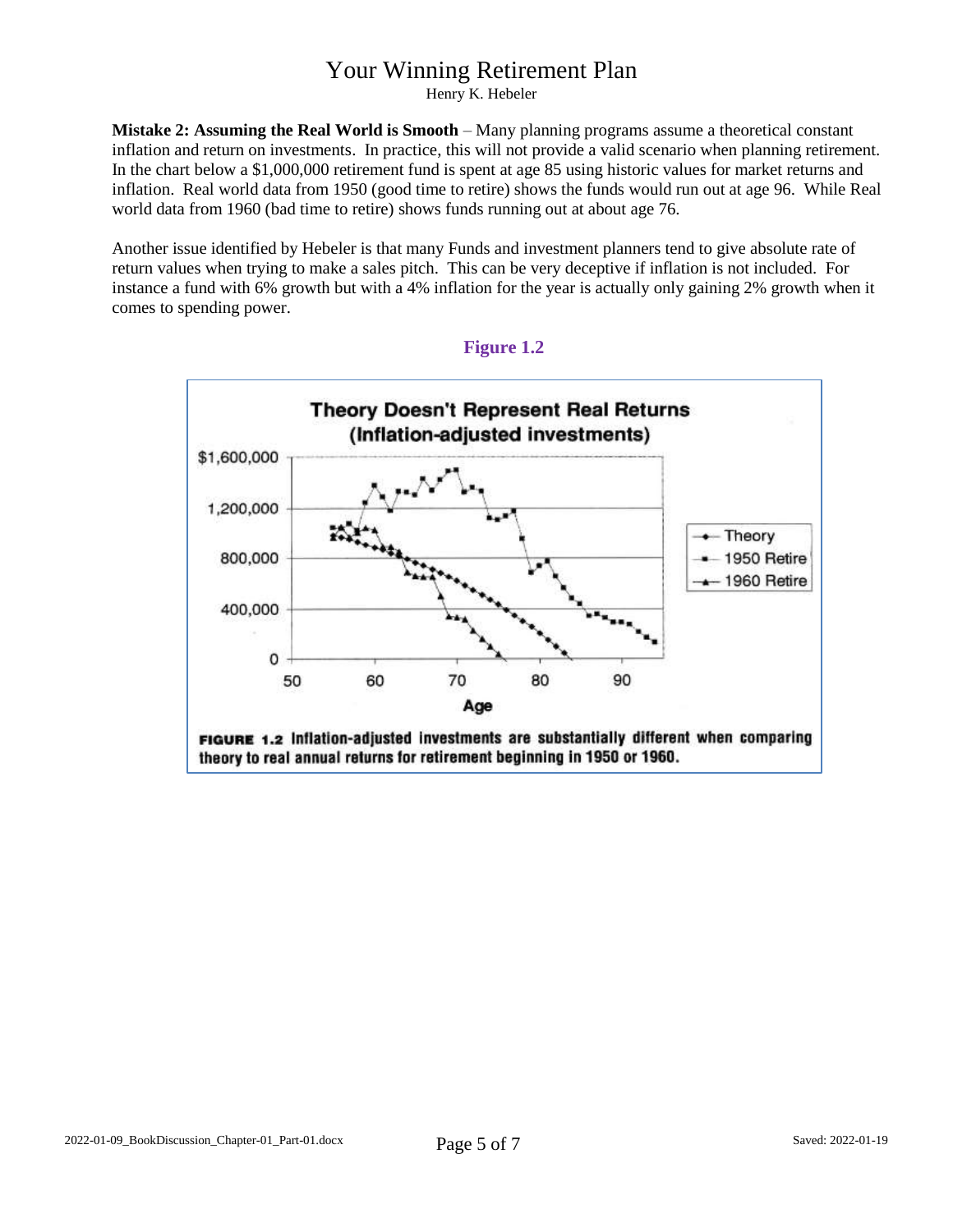**Mistake 2: Assuming the Real World is Smooth** – Many planning programs assume a theoretical constant inflation and return on investments. In practice, this will not provide a valid scenario when planning retirement. In the chart below a $1,000,000 retirement fund is spent at age 85 using historic values for market returns and inflation. Real world data from 1950 (good time to retire) shows the funds would run out at age 96. While Real world data from 1960 (bad time to retire) shows funds running out at about age 76.

Another issue identified by Hebeler is that many Funds and investment planners tend to give absolute rate of return values when trying to make a sales pitch. This can be very deceptive if inflation is not included. For instance a fund with 6% growth but with a 4% inflation for the year is actually only gaining 2% growth when it comes to spending power.

**Figure 1.2**

**Theory Doesn't Represent Real Returns (Inflation-adjusted investments)**

**FIGURE 1.2** Inflation-adjusted investments are substantially different when comparing theory to real annual returns for retirement beginning in 1950 or 1960.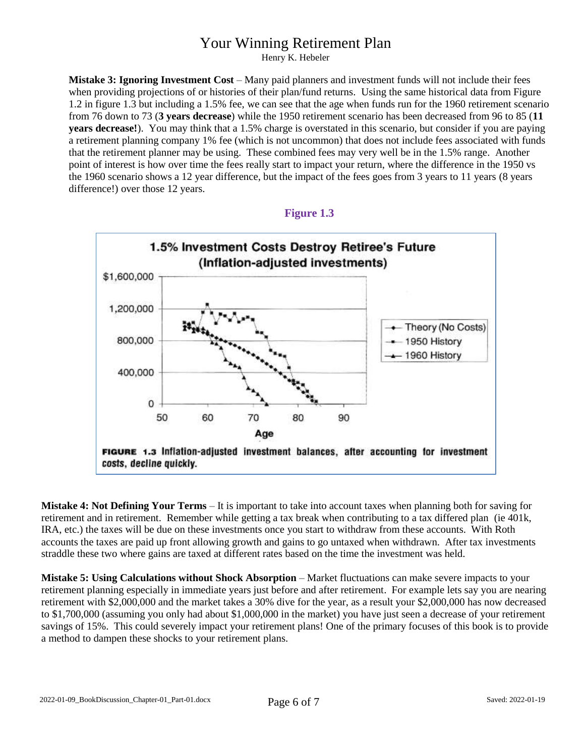**Mistake 3: Ignoring Investment Cost** – Many paid planners and investment funds will not include their fees when providing projections of or histories of their plan/fund returns. Using the same historical data from Figure 1.2 in figure 1.3 but including a 1.5% fee, we can see that the age when funds run for the 1960 retirement scenario from 76 down to 73 (**3 years decrease**) while the 1950 retirement scenario has been decreased from 96 to 85 (**11 years decrease!**). You may think that a 1.5% charge is overstated in this scenario, but consider if you are paying a retirement planning company 1% fee (which is not uncommon) that does not include fees associated with funds that the retirement planner may be using. These combined fees may very well be in the 1.5% range. Another point of interest is how over time the fees really start to impact your return, where the difference in the 1950 vs the 1960 scenario shows a 12 year difference, but the impact of the fees goes from 3 years to 11 years (8 years difference!) over those 12 years.

**Figure 1.3**

1.5% Investment Costs Destroy Retiree's Future (Inflation-adjusted investments)

FIGURE 1.3 Inflation-adjusted investment balances, after accounting for investment costs, decline quickly.

**Mistake 4: Not Defining Your Terms** – It is important to take into account taxes when planning both for saving for retirement and in retirement. Remember while getting a tax break when contributing to a tax differed plan (ie 401k, IRA, etc.) the taxes will be due on these investments once you start to withdraw from these accounts. With Roth accounts the taxes are paid up front allowing growth and gains to go untaxed when withdrawn. After tax investments straddle these two where gains are taxed at different rates based on the time the investment was held.

**Mistake 5: Using Calculations without Shock Absorption** – Market fluctuations can make severe impacts to your retirement planning especially in immediate years just before and after retirement. For example lets say you are nearing retirement with $2,000,000 and the market takes a 30% dive for the year, as a result your $2,000,000 has now decreased to $1,700,000 (assuming you only had about $1,000,000 in the market) you have just seen a decrease of your retirement savings of 15%. This could severely impact your retirement plans! One of the primary focuses of this book is to provide a method to dampen these shocks to your retirement plans.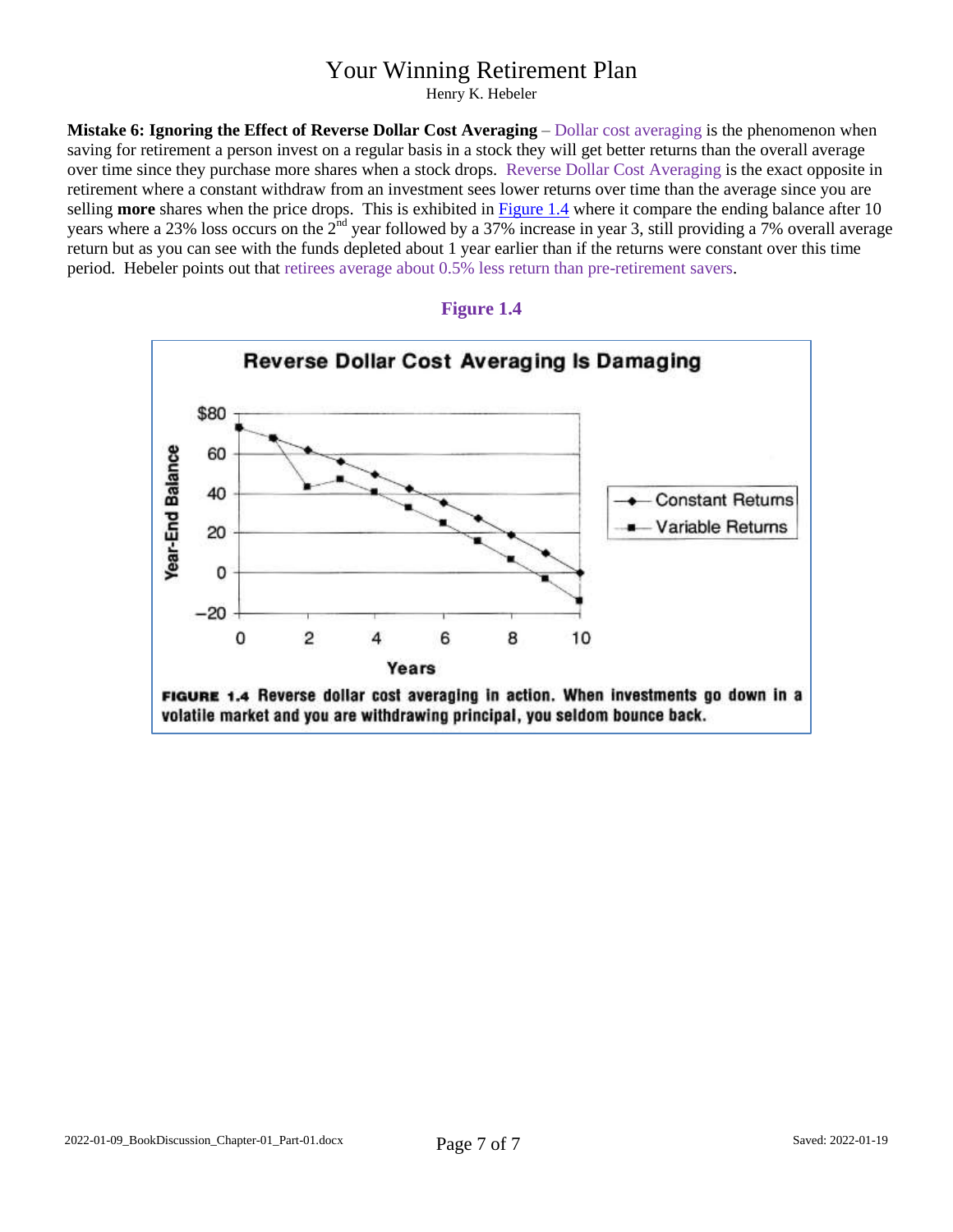# Your Winning Retirement Plan

Henry K. Hebeler

**Mistake 6: Ignoring the Effect of Reverse Dollar Cost Averaging** – Dollar cost averaging is the phenomenon when saving for retirement a person invest on a regular basis in a stock they will get better returns than the overall average over time since they purchase more shares when a stock drops. Reverse Dollar Cost Averaging is the exact opposite in retirement where a constant withdraw from an investment sees lower returns over time than the average since you are selling **more** shares when the price drops. This is exhibited in Figure 1.4 where it compare the ending balance after 10 years where a 23% loss occurs on the 2nd year followed by a 37% increase in year 3, still providing a 7% overall average return but as you can see with the funds depleted about 1 year earlier than if the returns were constant over this time period. Hebeler points out that retirees average about 0.5% less return than pre-retirement savers.

**Figure 1.4**

Reverse Dollar Cost Averaging Is Damaging

Year-End Balance

$80
60
40
20
0
−20

0 2 4 6 8 10

Years

Constant Returns
Variable Returns

**FIGURE 1.4** Reverse dollar cost averaging in action. When investments go down in a volatile market and you are withdrawing principal, you seldom bounce back.